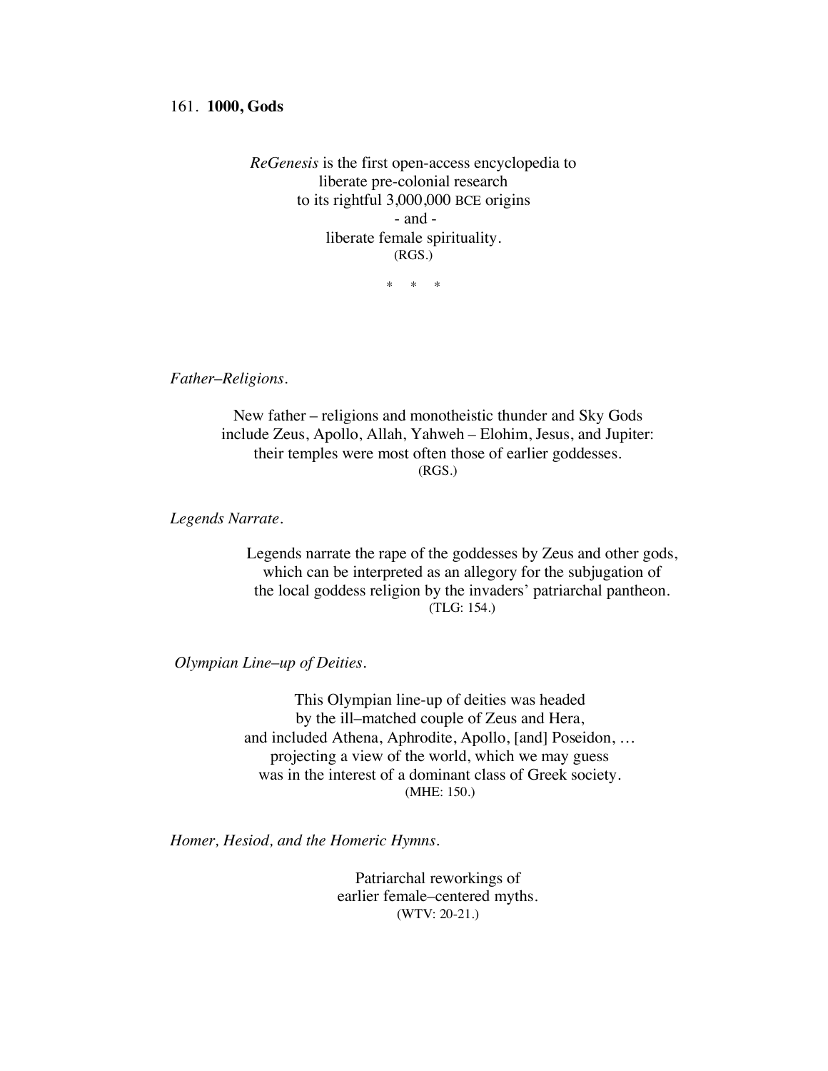161. **1000, Gods**

*ReGenesis* is the first open-access encyclopedia to
liberate pre-colonial research
to its rightful 3,000,000 BCE origins
- and -
liberate female spirituality.
(RGS.)

\* \* \*

*Father–Religions.*

New father – religions and monotheistic thunder and Sky Gods
include Zeus, Apollo, Allah, Yahweh – Elohim, Jesus, and Jupiter:
their temples were most often those of earlier goddesses.
(RGS.)

*Legends Narrate.*

Legends narrate the rape of the goddesses by Zeus and other gods,
which can be interpreted as an allegory for the subjugation of
the local goddess religion by the invaders' patriarchal pantheon.
(TLG: 154.)

*Olympian Line–up of Deities.*

This Olympian line-up of deities was headed
by the ill–matched couple of Zeus and Hera,
and included Athena, Aphrodite, Apollo, [and] Poseidon, …
projecting a view of the world, which we may guess
was in the interest of a dominant class of Greek society.
(MHE: 150.)

*Homer, Hesiod, and the Homeric Hymns.*

Patriarchal reworkings of
earlier female–centered myths.
(WTV: 20-21.)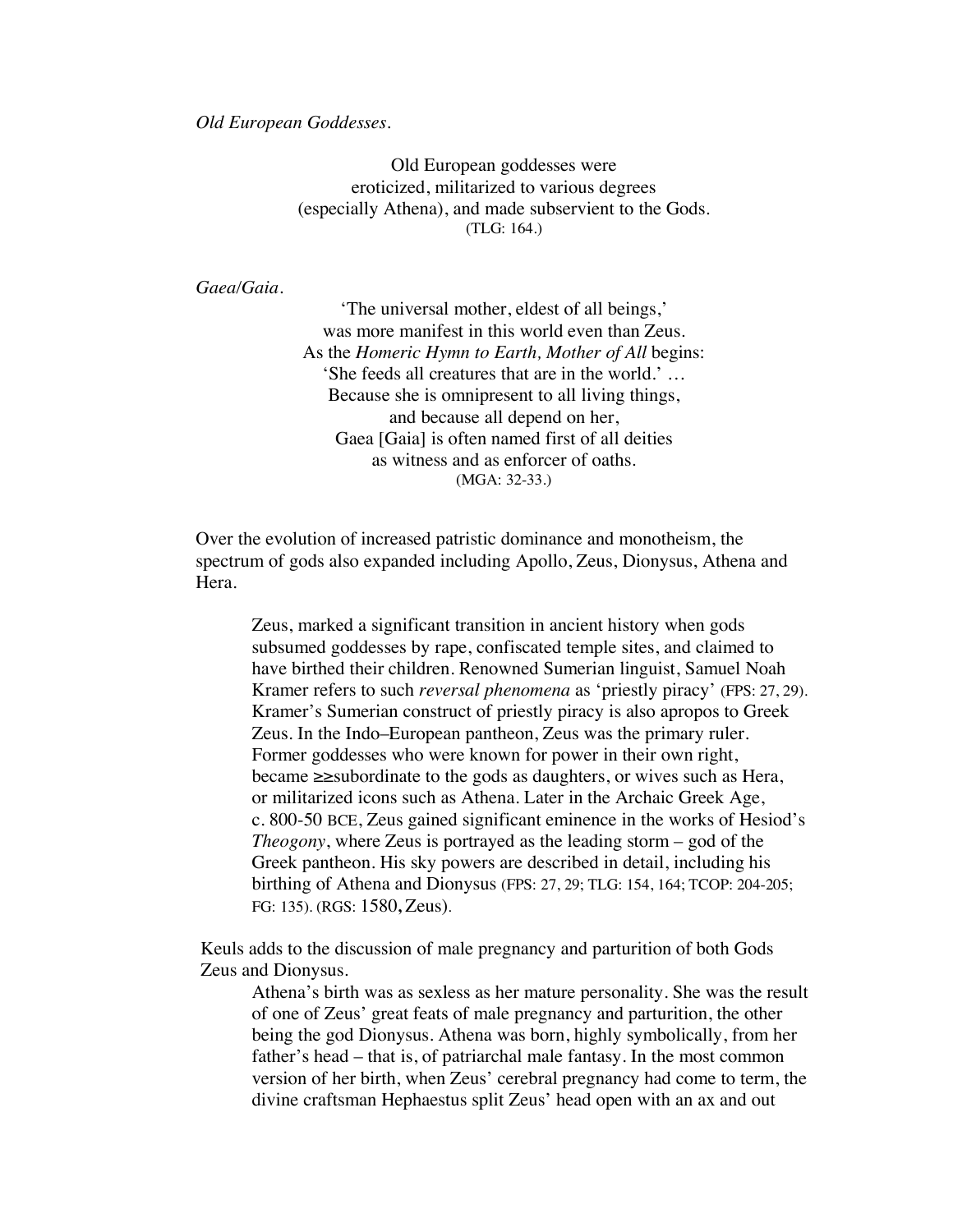*Old European Goddesses.*

> Old European goddesses were
> eroticized, militarized to various degrees
> (especially Athena), and made subservient to the Gods.
> (TLG: 164.)

*Gaea/Gaia.*

> 'The universal mother, eldest of all beings,'
> was more manifest in this world even than Zeus.
> As the *Homeric Hymn to Earth, Mother of All* begins:
> 'She feeds all creatures that are in the world.' …
> Because she is omnipresent to all living things,
> and because all depend on her,
> Gaea [Gaia] is often named first of all deities
> as witness and as enforcer of oaths.
> (MGA: 32-33.)

Over the evolution of increased patristic dominance and monotheism, the spectrum of gods also expanded including Apollo, Zeus, Dionysus, Athena and Hera.

> Zeus, marked a significant transition in ancient history when gods subsumed goddesses by rape, confiscated temple sites, and claimed to have birthed their children. Renowned Sumerian linguist, Samuel Noah Kramer refers to such *reversal phenomena* as 'priestly piracy' (FPS: 27, 29). Kramer's Sumerian construct of priestly piracy is also apropos to Greek Zeus. In the Indo–European pantheon, Zeus was the primary ruler. Former goddesses who were known for power in their own right, became ≥≥subordinate to the gods as daughters, or wives such as Hera, or militarized icons such as Athena. Later in the Archaic Greek Age, c. 800-50 BCE, Zeus gained significant eminence in the works of Hesiod's *Theogony*, where Zeus is portrayed as the leading storm – god of the Greek pantheon. His sky powers are described in detail, including his birthing of Athena and Dionysus (FPS: 27, 29; TLG: 154, 164; TCOP: 204-205; FG: 135). (RGS: 1580, Zeus).

Keuls adds to the discussion of male pregnancy and parturition of both Gods Zeus and Dionysus.

> Athena's birth was as sexless as her mature personality. She was the result of one of Zeus' great feats of male pregnancy and parturition, the other being the god Dionysus. Athena was born, highly symbolically, from her father's head – that is, of patriarchal male fantasy. In the most common version of her birth, when Zeus' cerebral pregnancy had come to term, the divine craftsman Hephaestus split Zeus' head open with an ax and out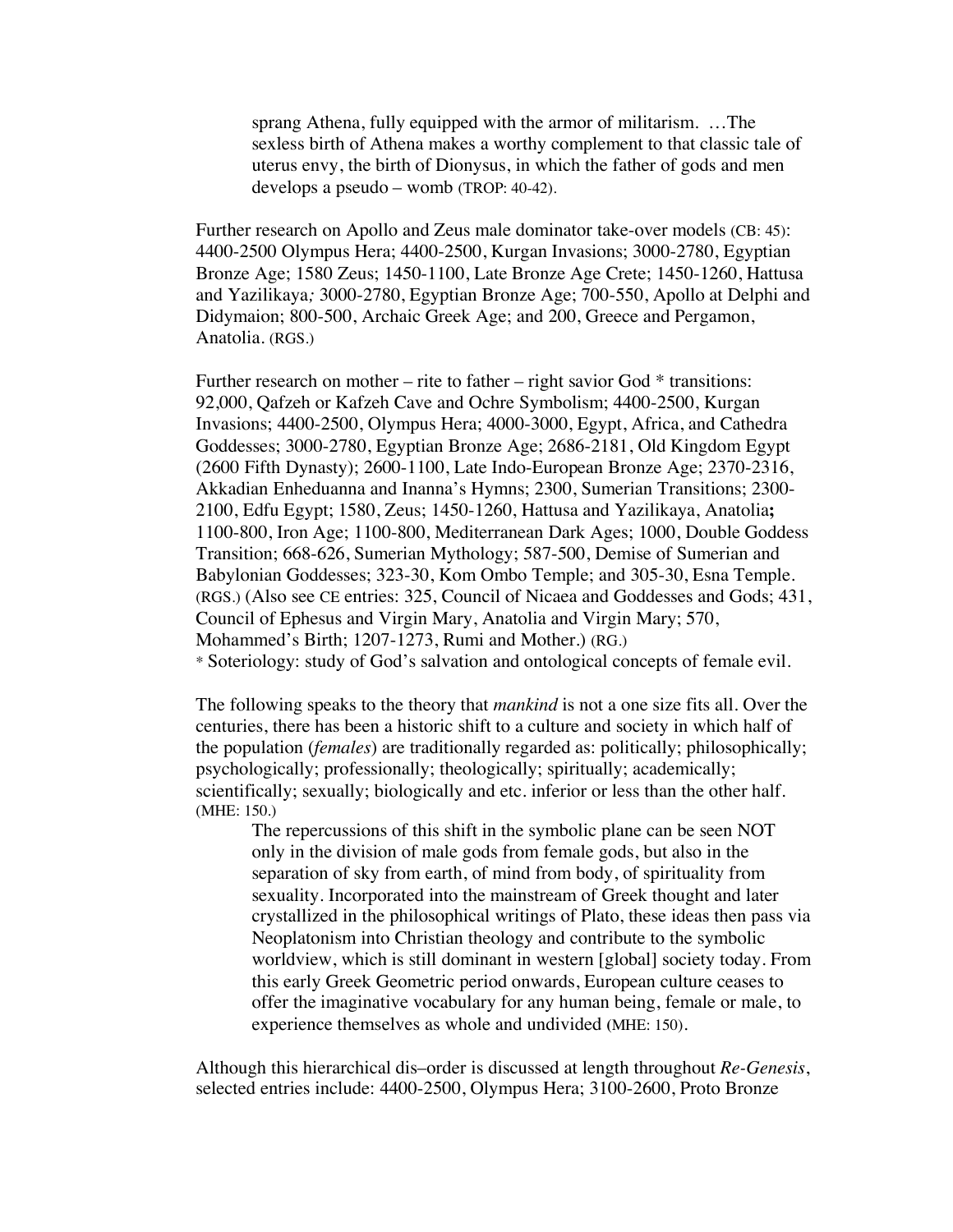> sprang Athena, fully equipped with the armor of militarism. …The sexless birth of Athena makes a worthy complement to that classic tale of uterus envy, the birth of Dionysus, in which the father of gods and men develops a pseudo – womb (TROP: 40-42).

Further research on Apollo and Zeus male dominator take-over models (CB: 45): 4400-2500 Olympus Hera; 4400-2500, Kurgan Invasions; 3000-2780, Egyptian Bronze Age; 1580 Zeus; 1450-1100, Late Bronze Age Crete; 1450-1260, Hattusa and Yazilikaya*;* 3000-2780, Egyptian Bronze Age; 700-550, Apollo at Delphi and Didymaion; 800-500, Archaic Greek Age; and 200, Greece and Pergamon, Anatolia. (RGS.)

Further research on mother – rite to father – right savior God * transitions: 92,000, Qafzeh or Kafzeh Cave and Ochre Symbolism; 4400-2500, Kurgan Invasions; 4400-2500, Olympus Hera; 4000-3000, Egypt, Africa, and Cathedra Goddesses; 3000-2780, Egyptian Bronze Age; 2686-2181, Old Kingdom Egypt (2600 Fifth Dynasty); 2600-1100, Late Indo-European Bronze Age; 2370-2316, Akkadian Enheduanna and Inanna's Hymns; 2300, Sumerian Transitions; 2300-2100, Edfu Egypt; 1580, Zeus; 1450-1260, Hattusa and Yazilikaya, Anatolia**;** 1100-800, Iron Age; 1100-800, Mediterranean Dark Ages; 1000, Double Goddess Transition; 668-626, Sumerian Mythology; 587-500, Demise of Sumerian and Babylonian Goddesses; 323-30, Kom Ombo Temple; and 305-30, Esna Temple. (RGS.) (Also see CE entries: 325, Council of Nicaea and Goddesses and Gods; 431, Council of Ephesus and Virgin Mary, Anatolia and Virgin Mary; 570, Mohammed's Birth; 1207-1273, Rumi and Mother.) (RG.)
* Soteriology: study of God's salvation and ontological concepts of female evil.

The following speaks to the theory that *mankind* is not a one size fits all. Over the centuries, there has been a historic shift to a culture and society in which half of the population (*females*) are traditionally regarded as: politically; philosophically; psychologically; professionally; theologically; spiritually; academically; scientifically; sexually; biologically and etc. inferior or less than the other half. (MHE: 150.)

> The repercussions of this shift in the symbolic plane can be seen NOT only in the division of male gods from female gods, but also in the separation of sky from earth, of mind from body, of spirituality from sexuality. Incorporated into the mainstream of Greek thought and later crystallized in the philosophical writings of Plato, these ideas then pass via Neoplatonism into Christian theology and contribute to the symbolic worldview, which is still dominant in western [global] society today. From this early Greek Geometric period onwards, European culture ceases to offer the imaginative vocabulary for any human being, female or male, to experience themselves as whole and undivided (MHE: 150).

Although this hierarchical dis–order is discussed at length throughout *Re-Genesis*, selected entries include: 4400-2500, Olympus Hera; 3100-2600, Proto Bronze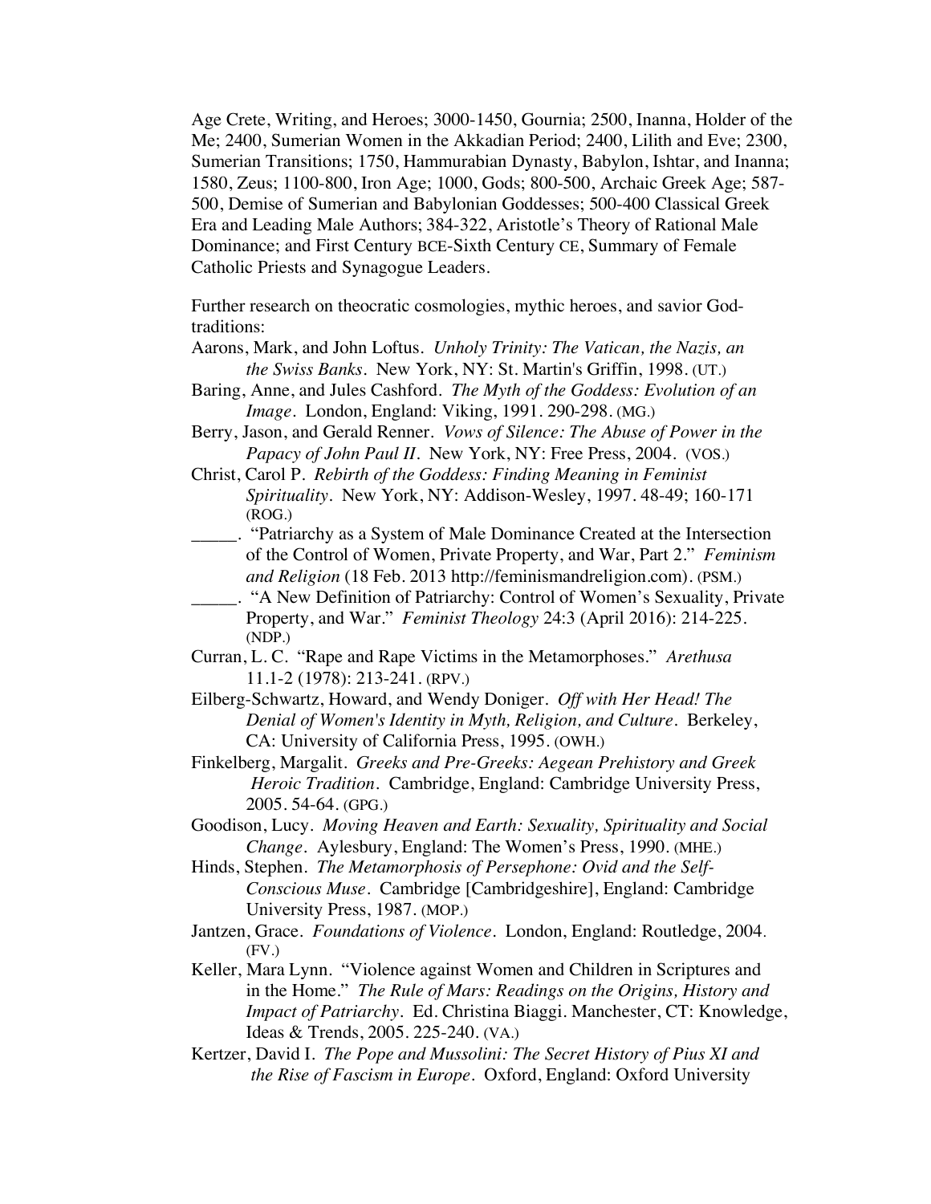Age Crete, Writing, and Heroes; 3000-1450, Gournia; 2500, Inanna, Holder of the Me; 2400, Sumerian Women in the Akkadian Period; 2400, Lilith and Eve; 2300, Sumerian Transitions; 1750, Hammurabian Dynasty, Babylon, Ishtar, and Inanna; 1580, Zeus; 1100-800, Iron Age; 1000, Gods; 800-500, Archaic Greek Age; 587-500, Demise of Sumerian and Babylonian Goddesses; 500-400 Classical Greek Era and Leading Male Authors; 384-322, Aristotle's Theory of Rational Male Dominance; and First Century BCE-Sixth Century CE, Summary of Female Catholic Priests and Synagogue Leaders.

Further research on theocratic cosmologies, mythic heroes, and savior God-traditions:

Aarons, Mark, and John Loftus. *Unholy Trinity: The Vatican, the Nazis, an the Swiss Banks*. New York, NY: St. Martin's Griffin, 1998. (UT.)

Baring, Anne, and Jules Cashford. *The Myth of the Goddess: Evolution of an Image*. London, England: Viking, 1991. 290-298. (MG.)

Berry, Jason, and Gerald Renner. *Vows of Silence: The Abuse of Power in the Papacy of John Paul II*. New York, NY: Free Press, 2004. (VOS.)

Christ, Carol P. *Rebirth of the Goddess: Finding Meaning in Feminist Spirituality*. New York, NY: Addison-Wesley, 1997. 48-49; 160-171 (ROG.)

_____. "Patriarchy as a System of Male Dominance Created at the Intersection of the Control of Women, Private Property, and War, Part 2." *Feminism and Religion* (18 Feb. 2013 http://feminismandreligion.com). (PSM.)

_____. "A New Definition of Patriarchy: Control of Women's Sexuality, Private Property, and War." *Feminist Theology* 24:3 (April 2016): 214-225. (NDP.)

Curran, L. C. "Rape and Rape Victims in the Metamorphoses." *Arethusa* 11.1-2 (1978): 213-241. (RPV.)

Eilberg-Schwartz, Howard, and Wendy Doniger. *Off with Her Head! The Denial of Women's Identity in Myth, Religion, and Culture*. Berkeley, CA: University of California Press, 1995. (OWH.)

Finkelberg, Margalit. *Greeks and Pre-Greeks: Aegean Prehistory and Greek Heroic Tradition*. Cambridge, England: Cambridge University Press, 2005. 54-64. (GPG.)

Goodison, Lucy. *Moving Heaven and Earth: Sexuality, Spirituality and Social Change*. Aylesbury, England: The Women's Press, 1990. (MHE.)

Hinds, Stephen. *The Metamorphosis of Persephone: Ovid and the Self-Conscious Muse*. Cambridge [Cambridgeshire], England: Cambridge University Press, 1987. (MOP.)

Jantzen, Grace. *Foundations of Violence*. London, England: Routledge, 2004. (FV.)

Keller, Mara Lynn. "Violence against Women and Children in Scriptures and in the Home." *The Rule of Mars: Readings on the Origins, History and Impact of Patriarchy*. Ed. Christina Biaggi. Manchester, CT: Knowledge, Ideas & Trends, 2005. 225-240. (VA.)

Kertzer, David I. *The Pope and Mussolini: The Secret History of Pius XI and the Rise of Fascism in Europe*. Oxford, England: Oxford University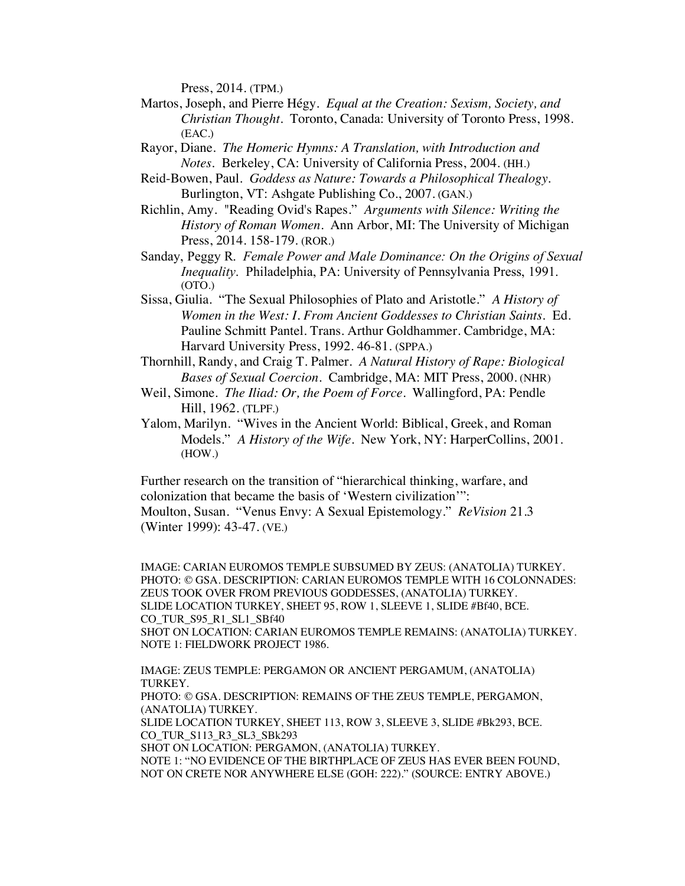Press, 2014. (TPM.)

Martos, Joseph, and Pierre Hégy. *Equal at the Creation: Sexism, Society, and Christian Thought*. Toronto, Canada: University of Toronto Press, 1998. (EAC.)

Rayor, Diane. *The Homeric Hymns: A Translation, with Introduction and Notes*. Berkeley, CA: University of California Press, 2004. (HH.)

Reid-Bowen, Paul. *Goddess as Nature: Towards a Philosophical Thealogy*. Burlington, VT: Ashgate Publishing Co., 2007. (GAN.)

Richlin, Amy. "Reading Ovid's Rapes." *Arguments with Silence: Writing the History of Roman Women*. Ann Arbor, MI: The University of Michigan Press, 2014. 158-179. (ROR.)

Sanday, Peggy R. *Female Power and Male Dominance: On the Origins of Sexual Inequality*. Philadelphia, PA: University of Pennsylvania Press, 1991. (OTO.)

Sissa, Giulia. "The Sexual Philosophies of Plato and Aristotle." *A History of Women in the West: I. From Ancient Goddesses to Christian Saints*. Ed. Pauline Schmitt Pantel. Trans. Arthur Goldhammer. Cambridge, MA: Harvard University Press, 1992. 46-81. (SPPA.)

Thornhill, Randy, and Craig T. Palmer. *A Natural History of Rape: Biological Bases of Sexual Coercion*. Cambridge, MA: MIT Press, 2000. (NHR)

Weil, Simone. *The Iliad: Or, the Poem of Force*. Wallingford, PA: Pendle Hill, 1962. (TLPF.)

Yalom, Marilyn. "Wives in the Ancient World: Biblical, Greek, and Roman Models." *A History of the Wife*. New York, NY: HarperCollins, 2001. (HOW.)

Further research on the transition of "hierarchical thinking, warfare, and colonization that became the basis of 'Western civilization'":
Moulton, Susan. "Venus Envy: A Sexual Epistemology." *ReVision* 21.3 (Winter 1999): 43-47. (VE.)

IMAGE: CARIAN EUROMOS TEMPLE SUBSUMED BY ZEUS: (ANATOLIA) TURKEY.
PHOTO: © GSA. DESCRIPTION: CARIAN EUROMOS TEMPLE WITH 16 COLONNADES: ZEUS TOOK OVER FROM PREVIOUS GODDESSES, (ANATOLIA) TURKEY.
SLIDE LOCATION TURKEY, SHEET 95, ROW 1, SLEEVE 1, SLIDE #Bf40, BCE.
CO_TUR_S95_R1_SL1_SBf40
SHOT ON LOCATION: CARIAN EUROMOS TEMPLE REMAINS: (ANATOLIA) TURKEY.
NOTE 1: FIELDWORK PROJECT 1986.

IMAGE: ZEUS TEMPLE: PERGAMON OR ANCIENT PERGAMUM, (ANATOLIA) TURKEY.
PHOTO: © GSA. DESCRIPTION: REMAINS OF THE ZEUS TEMPLE, PERGAMON, (ANATOLIA) TURKEY.
SLIDE LOCATION TURKEY, SHEET 113, ROW 3, SLEEVE 3, SLIDE #Bk293, BCE.
CO_TUR_S113_R3_SL3_SBk293
SHOT ON LOCATION: PERGAMON, (ANATOLIA) TURKEY.
NOTE 1: "NO EVIDENCE OF THE BIRTHPLACE OF ZEUS HAS EVER BEEN FOUND, NOT ON CRETE NOR ANYWHERE ELSE (GOH: 222)." (SOURCE: ENTRY ABOVE.)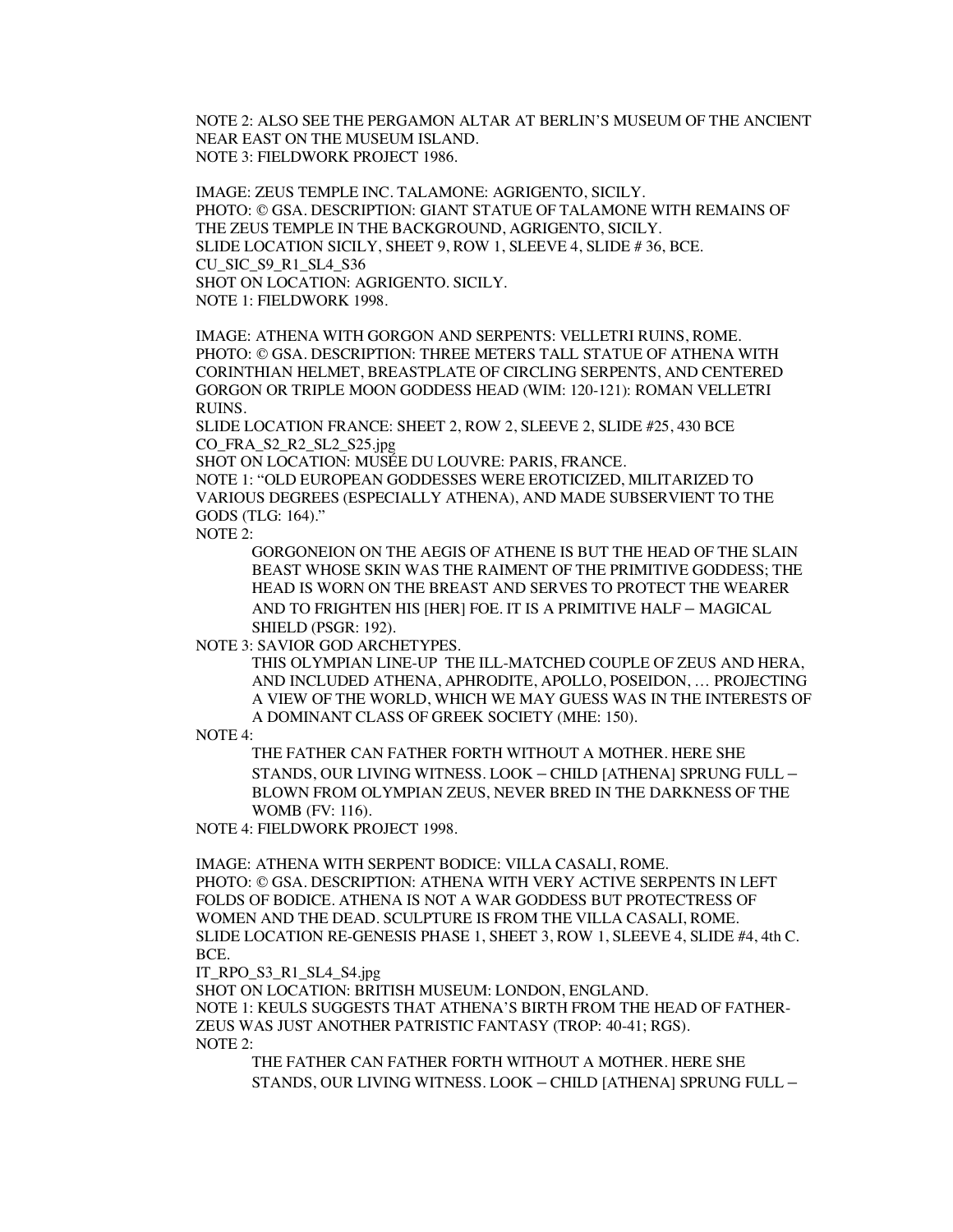NOTE 2: ALSO SEE THE PERGAMON ALTAR AT BERLIN'S MUSEUM OF THE ANCIENT NEAR EAST ON THE MUSEUM ISLAND.
NOTE 3: FIELDWORK PROJECT 1986.

IMAGE: ZEUS TEMPLE INC. TALAMONE: AGRIGENTO, SICILY.
PHOTO: © GSA. DESCRIPTION: GIANT STATUE OF TALAMONE WITH REMAINS OF THE ZEUS TEMPLE IN THE BACKGROUND, AGRIGENTO, SICILY.
SLIDE LOCATION SICILY, SHEET 9, ROW 1, SLEEVE 4, SLIDE # 36, BCE.
CU_SIC_S9_R1_SL4_S36
SHOT ON LOCATION: AGRIGENTO. SICILY.
NOTE 1: FIELDWORK 1998.

IMAGE: ATHENA WITH GORGON AND SERPENTS: VELLETRI RUINS, ROME.
PHOTO: © GSA. DESCRIPTION: THREE METERS TALL STATUE OF ATHENA WITH CORINTHIAN HELMET, BREASTPLATE OF CIRCLING SERPENTS, AND CENTERED GORGON OR TRIPLE MOON GODDESS HEAD (WIM: 120-121): ROMAN VELLETRI RUINS.
SLIDE LOCATION FRANCE: SHEET 2, ROW 2, SLEEVE 2, SLIDE #25, 430 BCE
CO_FRA_S2_R2_SL2_S25.jpg
SHOT ON LOCATION: MUSÉE DU LOUVRE: PARIS, FRANCE.
NOTE 1: "OLD EUROPEAN GODDESSES WERE EROTICIZED, MILITARIZED TO VARIOUS DEGREES (ESPECIALLY ATHENA), AND MADE SUBSERVIENT TO THE GODS (TLG: 164)."
NOTE 2:

> GORGONEION ON THE AEGIS OF ATHENE IS BUT THE HEAD OF THE SLAIN BEAST WHOSE SKIN WAS THE RAIMENT OF THE PRIMITIVE GODDESS; THE HEAD IS WORN ON THE BREAST AND SERVES TO PROTECT THE WEARER AND TO FRIGHTEN HIS [HER] FOE. IT IS A PRIMITIVE HALF – MAGICAL SHIELD (PSGR: 192).

NOTE 3: SAVIOR GOD ARCHETYPES.

> THIS OLYMPIAN LINE-UP THE ILL-MATCHED COUPLE OF ZEUS AND HERA, AND INCLUDED ATHENA, APHRODITE, APOLLO, POSEIDON, … PROJECTING A VIEW OF THE WORLD, WHICH WE MAY GUESS WAS IN THE INTERESTS OF A DOMINANT CLASS OF GREEK SOCIETY (MHE: 150).

NOTE 4:

> THE FATHER CAN FATHER FORTH WITHOUT A MOTHER. HERE SHE STANDS, OUR LIVING WITNESS. LOOK – CHILD [ATHENA] SPRUNG FULL – BLOWN FROM OLYMPIAN ZEUS, NEVER BRED IN THE DARKNESS OF THE WOMB (FV: 116).

NOTE 4: FIELDWORK PROJECT 1998.

IMAGE: ATHENA WITH SERPENT BODICE: VILLA CASALI, ROME.
PHOTO: © GSA. DESCRIPTION: ATHENA WITH VERY ACTIVE SERPENTS IN LEFT FOLDS OF BODICE. ATHENA IS NOT A WAR GODDESS BUT PROTECTRESS OF WOMEN AND THE DEAD. SCULPTURE IS FROM THE VILLA CASALI, ROME.
SLIDE LOCATION RE-GENESIS PHASE 1, SHEET 3, ROW 1, SLEEVE 4, SLIDE #4, 4th C. BCE.
IT_RPO_S3_R1_SL4_S4.jpg
SHOT ON LOCATION: BRITISH MUSEUM: LONDON, ENGLAND.
NOTE 1: KEULS SUGGESTS THAT ATHENA'S BIRTH FROM THE HEAD OF FATHER-ZEUS WAS JUST ANOTHER PATRISTIC FANTASY (TROP: 40-41; RGS).
NOTE 2:

> THE FATHER CAN FATHER FORTH WITHOUT A MOTHER. HERE SHE STANDS, OUR LIVING WITNESS. LOOK – CHILD [ATHENA] SPRUNG FULL –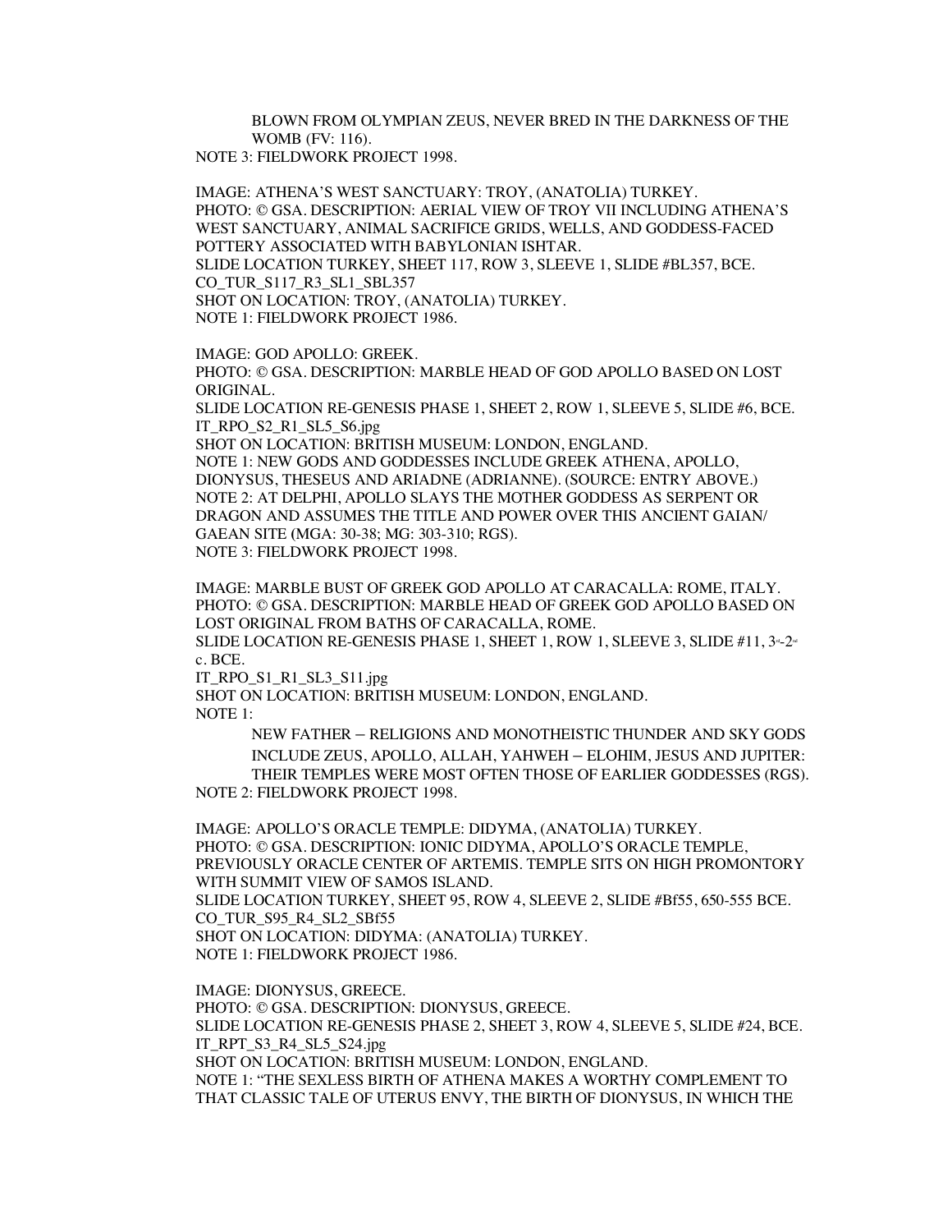BLOWN FROM OLYMPIAN ZEUS, NEVER BRED IN THE DARKNESS OF THE WOMB (FV: 116).

NOTE 3: FIELDWORK PROJECT 1998.

IMAGE: ATHENA'S WEST SANCTUARY: TROY, (ANATOLIA) TURKEY.
PHOTO: © GSA. DESCRIPTION: AERIAL VIEW OF TROY VII INCLUDING ATHENA'S WEST SANCTUARY, ANIMAL SACRIFICE GRIDS, WELLS, AND GODDESS-FACED POTTERY ASSOCIATED WITH BABYLONIAN ISHTAR.
SLIDE LOCATION TURKEY, SHEET 117, ROW 3, SLEEVE 1, SLIDE #BL357, BCE.
CO_TUR_S117_R3_SL1_SBL357
SHOT ON LOCATION: TROY, (ANATOLIA) TURKEY.
NOTE 1: FIELDWORK PROJECT 1986.

IMAGE: GOD APOLLO: GREEK.
PHOTO: © GSA. DESCRIPTION: MARBLE HEAD OF GOD APOLLO BASED ON LOST ORIGINAL.
SLIDE LOCATION RE-GENESIS PHASE 1, SHEET 2, ROW 1, SLEEVE 5, SLIDE #6, BCE.
IT_RPO_S2_R1_SL5_S6.jpg
SHOT ON LOCATION: BRITISH MUSEUM: LONDON, ENGLAND.
NOTE 1: NEW GODS AND GODDESSES INCLUDE GREEK ATHENA, APOLLO, DIONYSUS, THESEUS AND ARIADNE (ADRIANNE). (SOURCE: ENTRY ABOVE.)
NOTE 2: AT DELPHI, APOLLO SLAYS THE MOTHER GODDESS AS SERPENT OR DRAGON AND ASSUMES THE TITLE AND POWER OVER THIS ANCIENT GAIAN/ GAEAN SITE (MGA: 30-38; MG: 303-310; RGS).
NOTE 3: FIELDWORK PROJECT 1998.

IMAGE: MARBLE BUST OF GREEK GOD APOLLO AT CARACALLA: ROME, ITALY.
PHOTO: © GSA. DESCRIPTION: MARBLE HEAD OF GREEK GOD APOLLO BASED ON LOST ORIGINAL FROM BATHS OF CARACALLA, ROME.
SLIDE LOCATION RE-GENESIS PHASE 1, SHEET 1, ROW 1, SLEEVE 3, SLIDE #11, 3rd-2nd c. BCE.
IT_RPO_S1_R1_SL3_S11.jpg
SHOT ON LOCATION: BRITISH MUSEUM: LONDON, ENGLAND.
NOTE 1:

NEW FATHER – RELIGIONS AND MONOTHEISTIC THUNDER AND SKY GODS INCLUDE ZEUS, APOLLO, ALLAH, YAHWEH – ELOHIM, JESUS AND JUPITER: THEIR TEMPLES WERE MOST OFTEN THOSE OF EARLIER GODDESSES (RGS).

NOTE 2: FIELDWORK PROJECT 1998.

IMAGE: APOLLO'S ORACLE TEMPLE: DIDYMA, (ANATOLIA) TURKEY.
PHOTO: © GSA. DESCRIPTION: IONIC DIDYMA, APOLLO'S ORACLE TEMPLE, PREVIOUSLY ORACLE CENTER OF ARTEMIS. TEMPLE SITS ON HIGH PROMONTORY WITH SUMMIT VIEW OF SAMOS ISLAND.
SLIDE LOCATION TURKEY, SHEET 95, ROW 4, SLEEVE 2, SLIDE #Bf55, 650-555 BCE.
CO_TUR_S95_R4_SL2_SBf55
SHOT ON LOCATION: DIDYMA: (ANATOLIA) TURKEY.
NOTE 1: FIELDWORK PROJECT 1986.

IMAGE: DIONYSUS, GREECE.
PHOTO: © GSA. DESCRIPTION: DIONYSUS, GREECE.
SLIDE LOCATION RE-GENESIS PHASE 2, SHEET 3, ROW 4, SLEEVE 5, SLIDE #24, BCE.
IT_RPT_S3_R4_SL5_S24.jpg
SHOT ON LOCATION: BRITISH MUSEUM: LONDON, ENGLAND.
NOTE 1: "THE SEXLESS BIRTH OF ATHENA MAKES A WORTHY COMPLEMENT TO THAT CLASSIC TALE OF UTERUS ENVY, THE BIRTH OF DIONYSUS, IN WHICH THE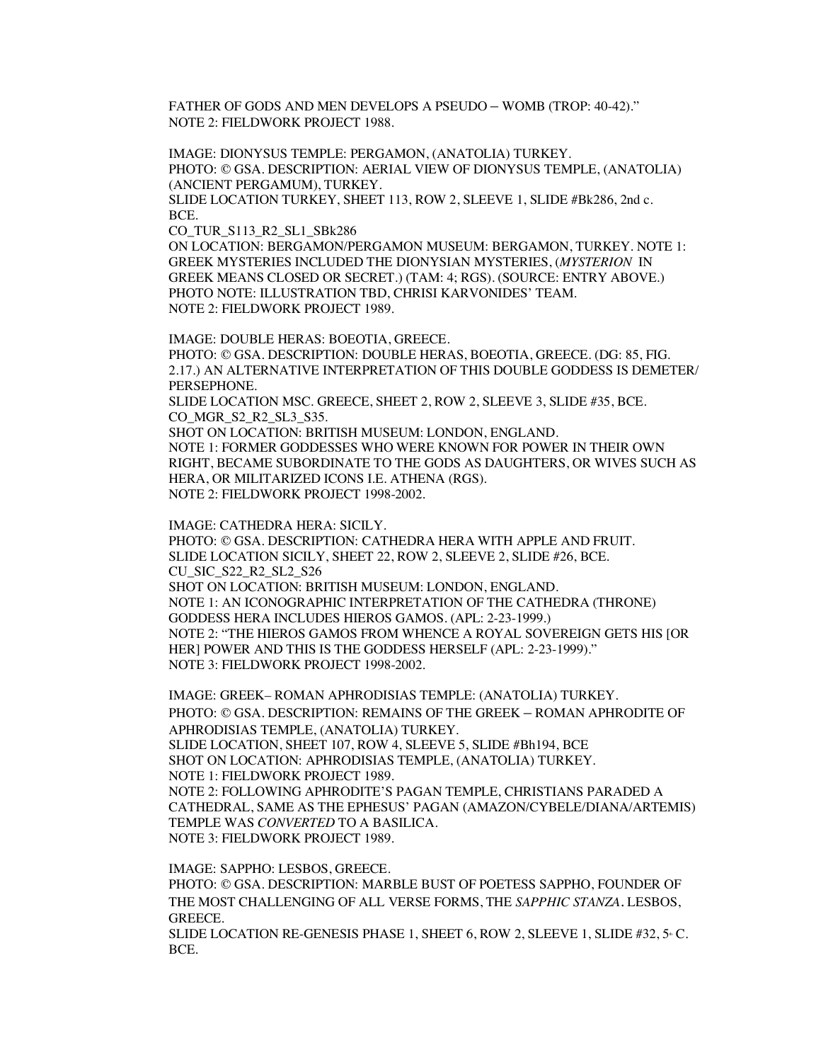FATHER OF GODS AND MEN DEVELOPS A PSEUDO – WOMB (TROP: 40-42)."
NOTE 2: FIELDWORK PROJECT 1988.

IMAGE: DIONYSUS TEMPLE: PERGAMON, (ANATOLIA) TURKEY.
PHOTO: © GSA. DESCRIPTION: AERIAL VIEW OF DIONYSUS TEMPLE, (ANATOLIA) (ANCIENT PERGAMUM), TURKEY.
SLIDE LOCATION TURKEY, SHEET 113, ROW 2, SLEEVE 1, SLIDE #Bk286, 2nd c. BCE.
CO_TUR_S113_R2_SL1_SBk286
ON LOCATION: BERGAMON/PERGAMON MUSEUM: BERGAMON, TURKEY. NOTE 1: GREEK MYSTERIES INCLUDED THE DIONYSIAN MYSTERIES, (*MYSTERION* IN GREEK MEANS CLOSED OR SECRET.) (TAM: 4; RGS). (SOURCE: ENTRY ABOVE.)
PHOTO NOTE: ILLUSTRATION TBD, CHRISI KARVONIDES' TEAM.
NOTE 2: FIELDWORK PROJECT 1989.

IMAGE: DOUBLE HERAS: BOEOTIA, GREECE.
PHOTO: © GSA. DESCRIPTION: DOUBLE HERAS, BOEOTIA, GREECE. (DG: 85, FIG. 2.17.) AN ALTERNATIVE INTERPRETATION OF THIS DOUBLE GODDESS IS DEMETER/ PERSEPHONE.
SLIDE LOCATION MSC. GREECE, SHEET 2, ROW 2, SLEEVE 3, SLIDE #35, BCE.
CO_MGR_S2_R2_SL3_S35.
SHOT ON LOCATION: BRITISH MUSEUM: LONDON, ENGLAND.
NOTE 1: FORMER GODDESSES WHO WERE KNOWN FOR POWER IN THEIR OWN RIGHT, BECAME SUBORDINATE TO THE GODS AS DAUGHTERS, OR WIVES SUCH AS HERA, OR MILITARIZED ICONS I.E. ATHENA (RGS).
NOTE 2: FIELDWORK PROJECT 1998-2002.

IMAGE: CATHEDRA HERA: SICILY.
PHOTO: © GSA. DESCRIPTION: CATHEDRA HERA WITH APPLE AND FRUIT.
SLIDE LOCATION SICILY, SHEET 22, ROW 2, SLEEVE 2, SLIDE #26, BCE.
CU_SIC_S22_R2_SL2_S26
SHOT ON LOCATION: BRITISH MUSEUM: LONDON, ENGLAND.
NOTE 1: AN ICONOGRAPHIC INTERPRETATION OF THE CATHEDRA (THRONE) GODDESS HERA INCLUDES HIEROS GAMOS. (APL: 2-23-1999.)
NOTE 2: "THE HIEROS GAMOS FROM WHENCE A ROYAL SOVEREIGN GETS HIS [OR HER] POWER AND THIS IS THE GODDESS HERSELF (APL: 2-23-1999)."
NOTE 3: FIELDWORK PROJECT 1998-2002.

IMAGE: GREEK– ROMAN APHRODISIAS TEMPLE: (ANATOLIA) TURKEY.
PHOTO: © GSA. DESCRIPTION: REMAINS OF THE GREEK – ROMAN APHRODITE OF APHRODISIAS TEMPLE, (ANATOLIA) TURKEY.
SLIDE LOCATION, SHEET 107, ROW 4, SLEEVE 5, SLIDE #Bh194, BCE
SHOT ON LOCATION: APHRODISIAS TEMPLE, (ANATOLIA) TURKEY.
NOTE 1: FIELDWORK PROJECT 1989.
NOTE 2: FOLLOWING APHRODITE'S PAGAN TEMPLE, CHRISTIANS PARADED A CATHEDRAL, SAME AS THE EPHESUS' PAGAN (AMAZON/CYBELE/DIANA/ARTEMIS) TEMPLE WAS *CONVERTED* TO A BASILICA.
NOTE 3: FIELDWORK PROJECT 1989.

IMAGE: SAPPHO: LESBOS, GREECE.
PHOTO: © GSA. DESCRIPTION: MARBLE BUST OF POETESS SAPPHO, FOUNDER OF THE MOST CHALLENGING OF ALL VERSE FORMS, THE *SAPPHIC STANZA*. LESBOS, GREECE.
SLIDE LOCATION RE-GENESIS PHASE 1, SHEET 6, ROW 2, SLEEVE 1, SLIDE #32, 5th C. BCE.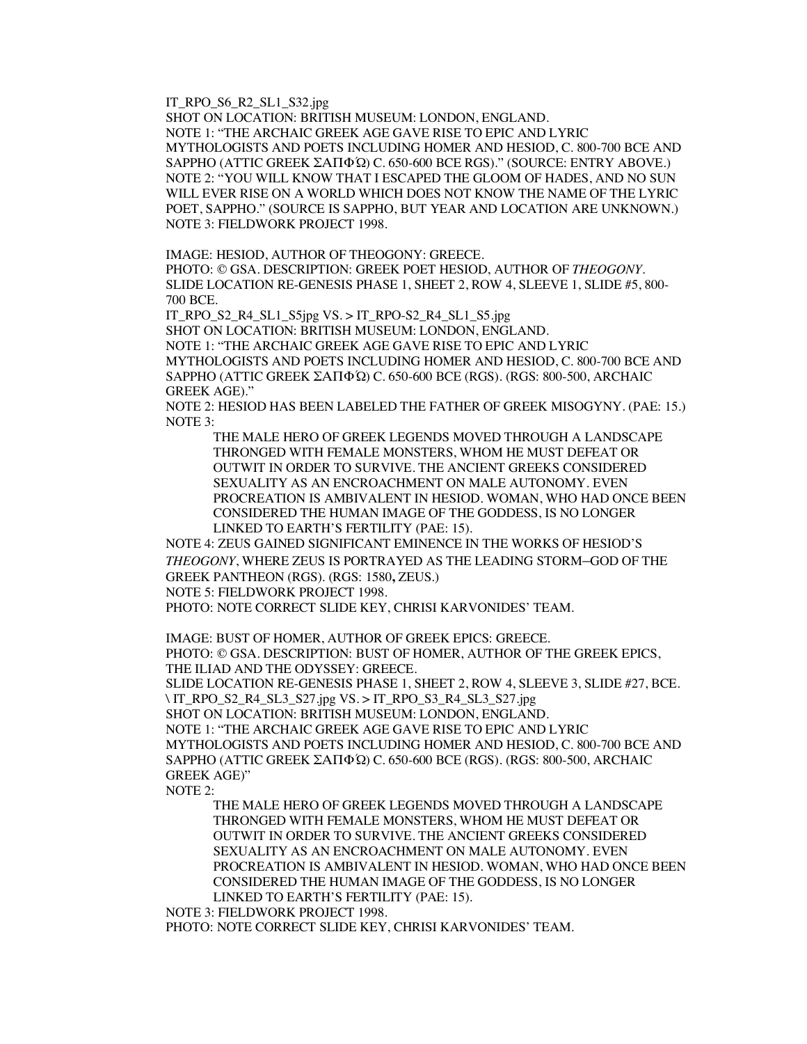IT_RPO_S6_R2_SL1_S32.jpg
SHOT ON LOCATION: BRITISH MUSEUM: LONDON, ENGLAND.
NOTE 1: "THE ARCHAIC GREEK AGE GAVE RISE TO EPIC AND LYRIC MYTHOLOGISTS AND POETS INCLUDING HOMER AND HESIOD, C. 800-700 BCE AND SAPPHO (ATTIC GREEK ΣΑΠΦΏ) C. 650-600 BCE RGS)." (SOURCE: ENTRY ABOVE.)
NOTE 2: "YOU WILL KNOW THAT I ESCAPED THE GLOOM OF HADES, AND NO SUN WILL EVER RISE ON A WORLD WHICH DOES NOT KNOW THE NAME OF THE LYRIC POET, SAPPHO." (SOURCE IS SAPPHO, BUT YEAR AND LOCATION ARE UNKNOWN.)
NOTE 3: FIELDWORK PROJECT 1998.

IMAGE: HESIOD, AUTHOR OF THEOGONY: GREECE.
PHOTO: © GSA. DESCRIPTION: GREEK POET HESIOD, AUTHOR OF *THEOGONY*.
SLIDE LOCATION RE-GENESIS PHASE 1, SHEET 2, ROW 4, SLEEVE 1, SLIDE #5, 800-700 BCE.
IT_RPO_S2_R4_SL1_S5jpg VS. > IT_RPO-S2_R4_SL1_S5.jpg
SHOT ON LOCATION: BRITISH MUSEUM: LONDON, ENGLAND.
NOTE 1: "THE ARCHAIC GREEK AGE GAVE RISE TO EPIC AND LYRIC MYTHOLOGISTS AND POETS INCLUDING HOMER AND HESIOD, C. 800-700 BCE AND SAPPHO (ATTIC GREEK ΣΑΠΦΏ) C. 650-600 BCE (RGS). (RGS: 800-500, ARCHAIC GREEK AGE)."
NOTE 2: HESIOD HAS BEEN LABELED THE FATHER OF GREEK MISOGYNY. (PAE: 15.)
NOTE 3:

> THE MALE HERO OF GREEK LEGENDS MOVED THROUGH A LANDSCAPE THRONGED WITH FEMALE MONSTERS, WHOM HE MUST DEFEAT OR OUTWIT IN ORDER TO SURVIVE. THE ANCIENT GREEKS CONSIDERED SEXUALITY AS AN ENCROACHMENT ON MALE AUTONOMY. EVEN PROCREATION IS AMBIVALENT IN HESIOD. WOMAN, WHO HAD ONCE BEEN CONSIDERED THE HUMAN IMAGE OF THE GODDESS, IS NO LONGER LINKED TO EARTH'S FERTILITY (PAE: 15).

NOTE 4: ZEUS GAINED SIGNIFICANT EMINENCE IN THE WORKS OF HESIOD'S *THEOGONY*, WHERE ZEUS IS PORTRAYED AS THE LEADING STORM–GOD OF THE GREEK PANTHEON (RGS). (RGS: 1580**,** ZEUS.)
NOTE 5: FIELDWORK PROJECT 1998.
PHOTO: NOTE CORRECT SLIDE KEY, CHRISI KARVONIDES' TEAM.

IMAGE: BUST OF HOMER, AUTHOR OF GREEK EPICS: GREECE.
PHOTO: © GSA. DESCRIPTION: BUST OF HOMER, AUTHOR OF THE GREEK EPICS, THE ILIAD AND THE ODYSSEY: GREECE.
SLIDE LOCATION RE-GENESIS PHASE 1, SHEET 2, ROW 4, SLEEVE 3, SLIDE #27, BCE.
\ IT_RPO_S2_R4_SL3_S27.jpg VS. > IT_RPO_S3_R4_SL3_S27.jpg
SHOT ON LOCATION: BRITISH MUSEUM: LONDON, ENGLAND.
NOTE 1: "THE ARCHAIC GREEK AGE GAVE RISE TO EPIC AND LYRIC MYTHOLOGISTS AND POETS INCLUDING HOMER AND HESIOD, C. 800-700 BCE AND SAPPHO (ATTIC GREEK ΣΑΠΦΏ) C. 650-600 BCE (RGS). (RGS: 800-500, ARCHAIC GREEK AGE)"
NOTE 2:

> THE MALE HERO OF GREEK LEGENDS MOVED THROUGH A LANDSCAPE THRONGED WITH FEMALE MONSTERS, WHOM HE MUST DEFEAT OR OUTWIT IN ORDER TO SURVIVE. THE ANCIENT GREEKS CONSIDERED SEXUALITY AS AN ENCROACHMENT ON MALE AUTONOMY. EVEN PROCREATION IS AMBIVALENT IN HESIOD. WOMAN, WHO HAD ONCE BEEN CONSIDERED THE HUMAN IMAGE OF THE GODDESS, IS NO LONGER LINKED TO EARTH'S FERTILITY (PAE: 15).

NOTE 3: FIELDWORK PROJECT 1998.
PHOTO: NOTE CORRECT SLIDE KEY, CHRISI KARVONIDES' TEAM.